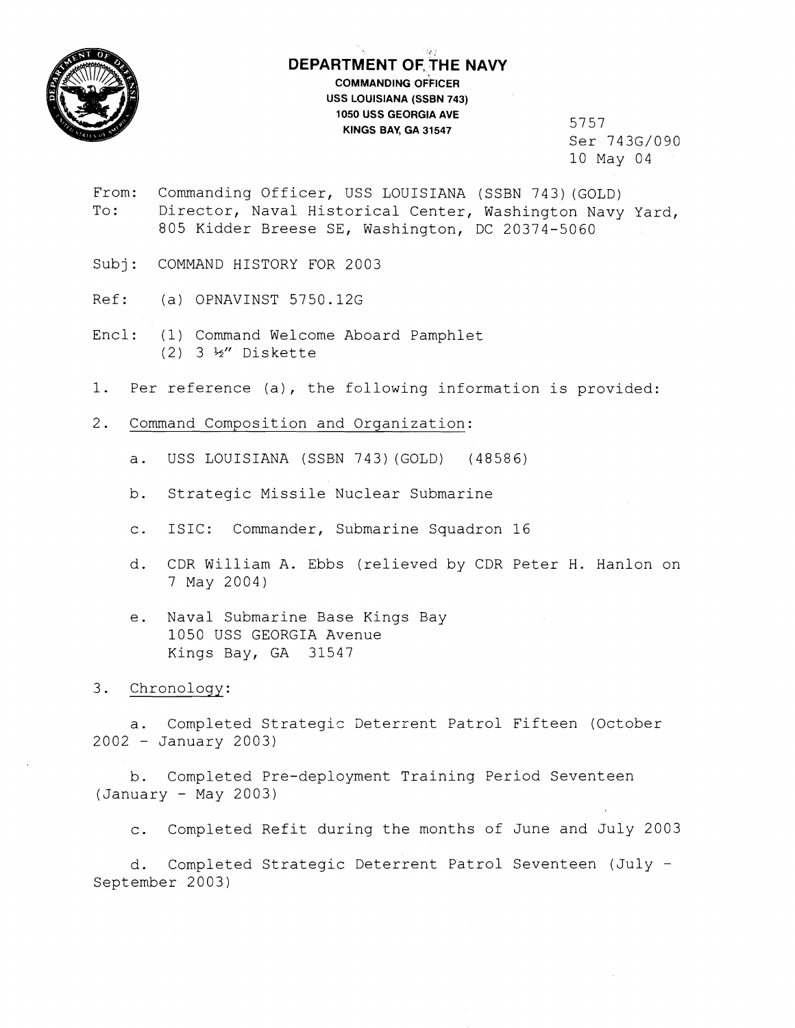**DEPARTMENT OF THE NAVY**
**COMMANDING OFFICER**
**USS LOUISIANA (SSBN 743)**
**1050 USS GEORGIA AVE**
**KINGS BAY, GA 31547**

5757
Ser 743G/090
10 May 04

From: Commanding Officer, USS LOUISIANA (SSBN 743)(GOLD)
To: Director, Naval Historical Center, Washington Navy Yard, 805 Kidder Breese SE, Washington, DC 20374-5060

Subj: COMMAND HISTORY FOR 2003

Ref: (a) OPNAVINST 5750.12G

Encl: (1) Command Welcome Aboard Pamphlet
(2) 3 ½" Diskette

1. Per reference (a), the following information is provided:

2. Command Composition and Organization:

   a. USS LOUISIANA (SSBN 743)(GOLD) (48586)

   b. Strategic Missile Nuclear Submarine

   c. ISIC: Commander, Submarine Squadron 16

   d. CDR William A. Ebbs (relieved by CDR Peter H. Hanlon on 7 May 2004)

   e. Naval Submarine Base Kings Bay
   1050 USS GEORGIA Avenue
   Kings Bay, GA 31547

3. Chronology:

   a. Completed Strategic Deterrent Patrol Fifteen (October 2002 - January 2003)

   b. Completed Pre-deployment Training Period Seventeen (January - May 2003)

   c. Completed Refit during the months of June and July 2003

   d. Completed Strategic Deterrent Patrol Seventeen (July - September 2003)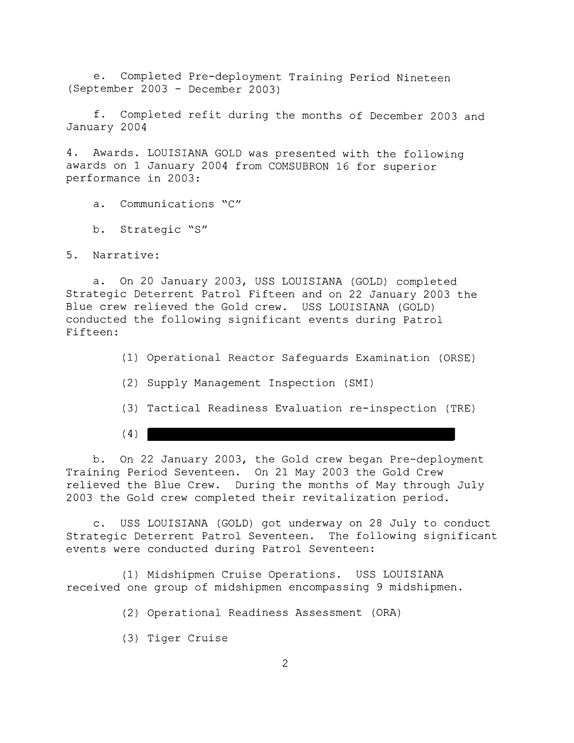e. Completed Pre-deployment Training Period Nineteen (September 2003 - December 2003)

f. Completed refit during the months of December 2003 and January 2004

4. Awards. LOUISIANA GOLD was presented with the following awards on 1 January 2004 from COMSUBRON 16 for superior performance in 2003:

a. Communications "C"

b. Strategic "S"

5. Narrative:

a. On 20 January 2003, USS LOUISIANA (GOLD) completed Strategic Deterrent Patrol Fifteen and on 22 January 2003 the Blue crew relieved the Gold crew. USS LOUISIANA (GOLD) conducted the following significant events during Patrol Fifteen:

(1) Operational Reactor Safeguards Examination (ORSE)

(2) Supply Management Inspection (SMI)

(3) Tactical Readiness Evaluation re-inspection (TRE)

(4) [REDACTED]

b. On 22 January 2003, the Gold crew began Pre-deployment Training Period Seventeen. On 21 May 2003 the Gold Crew relieved the Blue Crew. During the months of May through July 2003 the Gold crew completed their revitalization period.

c. USS LOUISIANA (GOLD) got underway on 28 July to conduct Strategic Deterrent Patrol Seventeen. The following significant events were conducted during Patrol Seventeen:

(1) Midshipmen Cruise Operations. USS LOUISIANA received one group of midshipmen encompassing 9 midshipmen.

(2) Operational Readiness Assessment (ORA)

(3) Tiger Cruise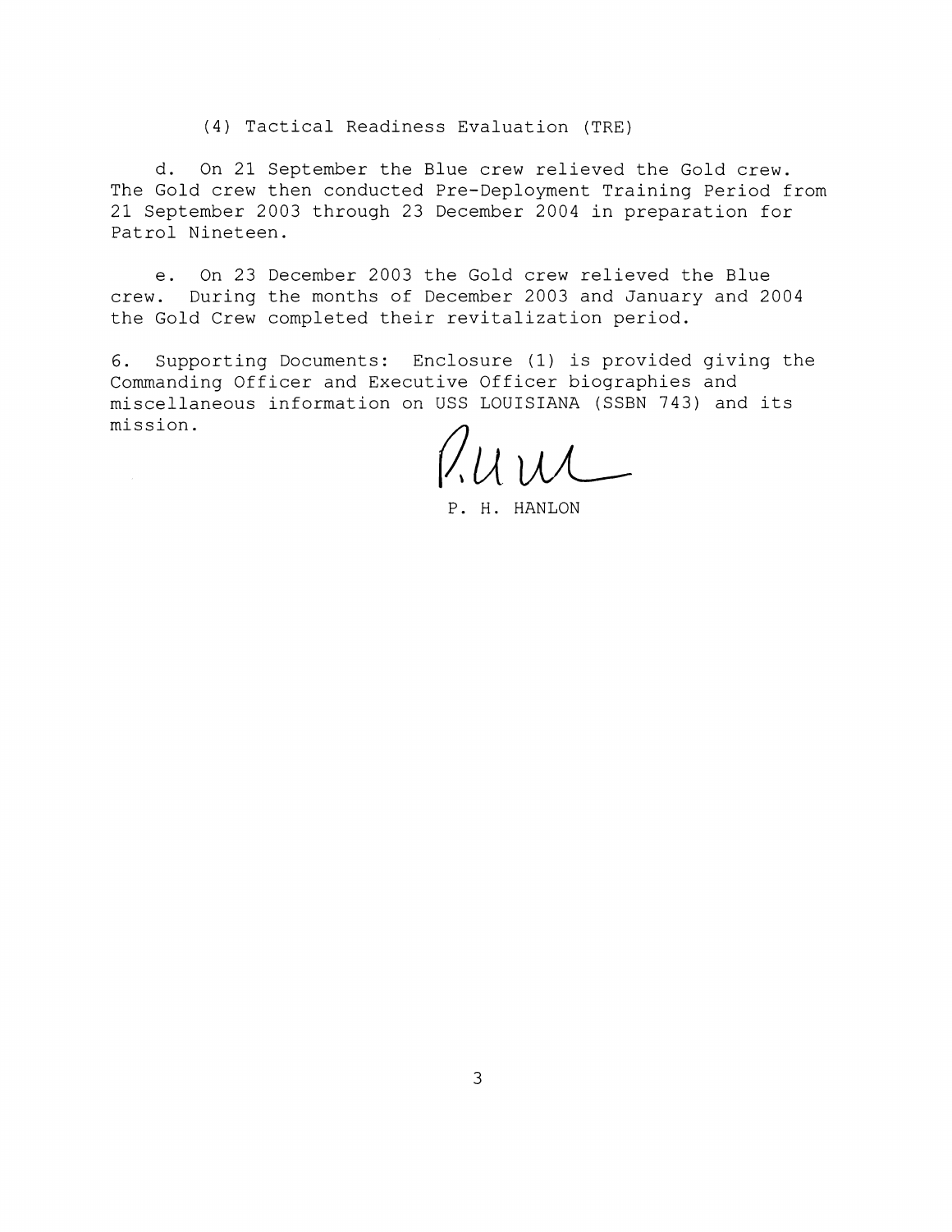(4) Tactical Readiness Evaluation (TRE)

d. On 21 September the Blue crew relieved the Gold crew. The Gold crew then conducted Pre-Deployment Training Period from 21 September 2003 through 23 December 2004 in preparation for Patrol Nineteen.

e. On 23 December 2003 the Gold crew relieved the Blue crew. During the months of December 2003 and January and 2004 the Gold Crew completed their revitalization period.

6. Supporting Documents: Enclosure (1) is provided giving the Commanding Officer and Executive Officer biographies and miscellaneous information on USS LOUISIANA (SSBN 743) and its mission.

P. H. HANLON